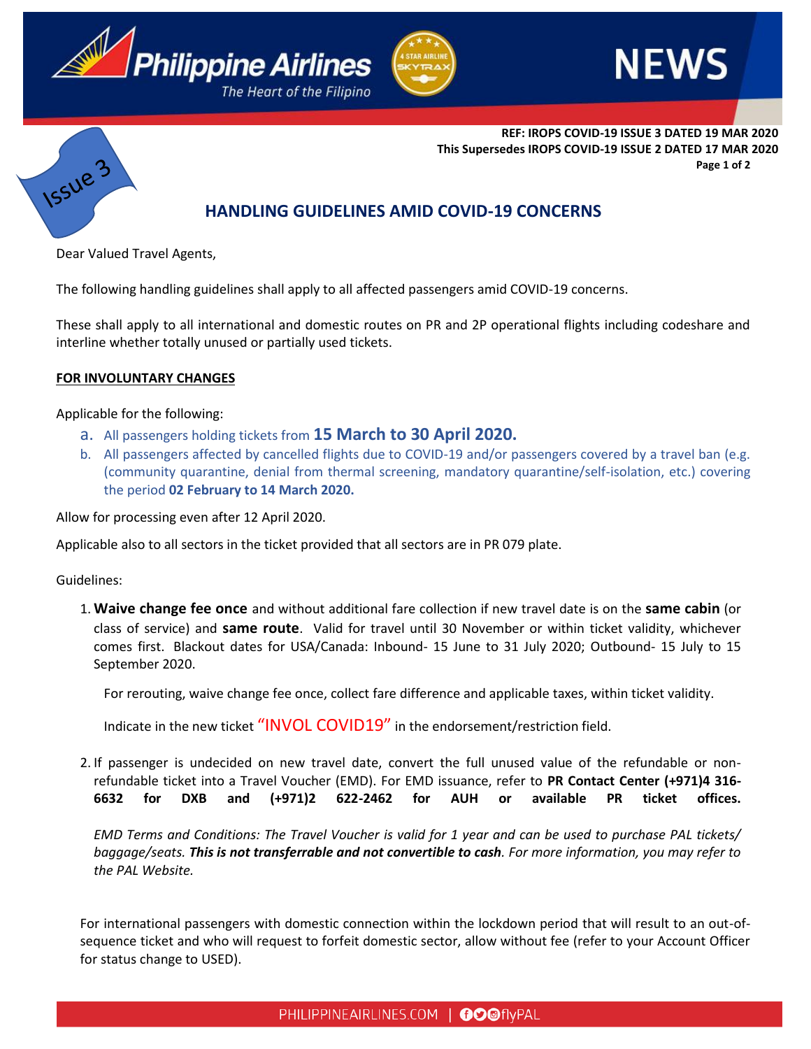REF: IROPS COVID-19 ISSUE 3 DATED 19 MAR 2020
This Supersedes IROPS COVID-19 ISSUE 2 DATED 17 MAR 2020

Issue 3

## HANDLING GUIDELINES AMID COVID-19 CONCERNS

Dear Valued Travel Agents,

The following handling guidelines shall apply to all affected passengers amid COVID-19 concerns.

These shall apply to all international and domestic routes on PR and 2P operational flights including codeshare and interline whether totally unused or partially used tickets.

**FOR INVOLUNTARY CHANGES**

Applicable for the following:

a. All passengers holding tickets from **15 March to 30 April 2020.**
b. All passengers affected by cancelled flights due to COVID-19 and/or passengers covered by a travel ban (e.g. (community quarantine, denial from thermal screening, mandatory quarantine/self-isolation, etc.) covering the period **02 February to 14 March 2020.**

Allow for processing even after 12 April 2020.

Applicable also to all sectors in the ticket provided that all sectors are in PR 079 plate.

Guidelines:

1. **Waive change fee once** and without additional fare collection if new travel date is on the **same cabin** (or class of service) and **same route**. Valid for travel until 30 November or within ticket validity, whichever comes first. Blackout dates for USA/Canada: Inbound- 15 June to 31 July 2020; Outbound- 15 July to 15 September 2020.

   For rerouting, waive change fee once, collect fare difference and applicable taxes, within ticket validity.

   Indicate in the new ticket "INVOL COVID19" in the endorsement/restriction field.

2. If passenger is undecided on new travel date, convert the full unused value of the refundable or non-refundable ticket into a Travel Voucher (EMD). For EMD issuance, refer to **PR Contact Center (+971)4 316-6632 for DXB and (+971)2 622-2462 for AUH or available PR ticket offices.**

   *EMD Terms and Conditions: The Travel Voucher is valid for 1 year and can be used to purchase PAL tickets/ baggage/seats.* ***This is not transferrable and not convertible to cash****. For more information, you may refer to the PAL Website.*

For international passengers with domestic connection within the lockdown period that will result to an out-of-sequence ticket and who will request to forfeit domestic sector, allow without fee (refer to your Account Officer for status change to USED).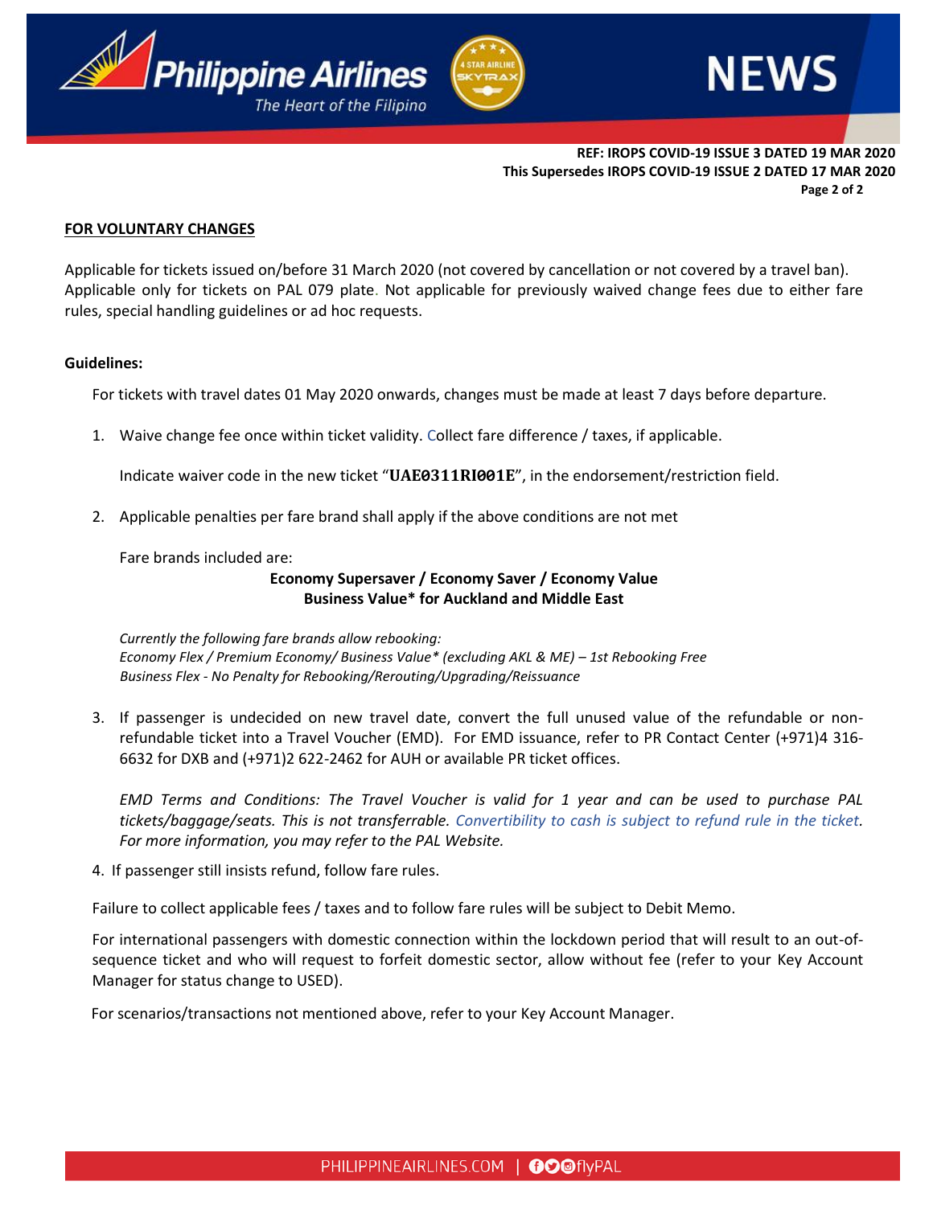REF: IROPS COVID-19 ISSUE 3 DATED 19 MAR 2020
This Supersedes IROPS COVID-19 ISSUE 2 DATED 17 MAR 2020

**FOR VOLUNTARY CHANGES**

Applicable for tickets issued on/before 31 March 2020 (not covered by cancellation or not covered by a travel ban). Applicable only for tickets on PAL 079 plate. Not applicable for previously waived change fees due to either fare rules, special handling guidelines or ad hoc requests.

**Guidelines:**

For tickets with travel dates 01 May 2020 onwards, changes must be made at least 7 days before departure.

1. Waive change fee once within ticket validity. Collect fare difference / taxes, if applicable.

   Indicate waiver code in the new ticket "**UAE0311RI001E**", in the endorsement/restriction field.

2. Applicable penalties per fare brand shall apply if the above conditions are not met

   Fare brands included are:

   **Economy Supersaver / Economy Saver / Economy Value**
   **Business Value\* for Auckland and Middle East**

   *Currently the following fare brands allow rebooking:*
   *Economy Flex / Premium Economy/ Business Value\* (excluding AKL & ME) – 1st Rebooking Free*
   *Business Flex - No Penalty for Rebooking/Rerouting/Upgrading/Reissuance*

3. If passenger is undecided on new travel date, convert the full unused value of the refundable or non-refundable ticket into a Travel Voucher (EMD). For EMD issuance, refer to PR Contact Center (+971)4 316-6632 for DXB and (+971)2 622-2462 for AUH or available PR ticket offices.

   *EMD Terms and Conditions: The Travel Voucher is valid for 1 year and can be used to purchase PAL tickets/baggage/seats. This is not transferrable. Convertibility to cash is subject to refund rule in the ticket. For more information, you may refer to the PAL Website.*

4. If passenger still insists refund, follow fare rules.

Failure to collect applicable fees / taxes and to follow fare rules will be subject to Debit Memo.

For international passengers with domestic connection within the lockdown period that will result to an out-of-sequence ticket and who will request to forfeit domestic sector, allow without fee (refer to your Key Account Manager for status change to USED).

For scenarios/transactions not mentioned above, refer to your Key Account Manager.